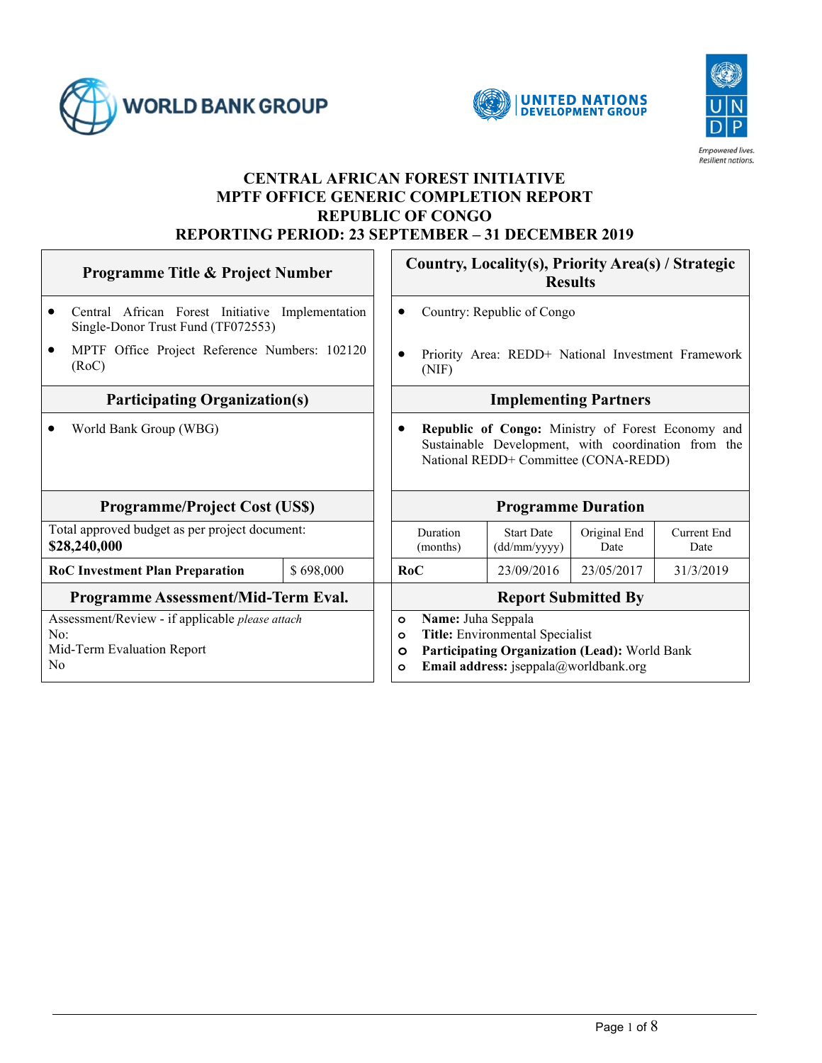# CENTRAL AFRICAN FOREST INITIATIVE
# MPTF OFFICE GENERIC COMPLETION REPORT
# REPUBLIC OF CONGO
# REPORTING PERIOD: 23 SEPTEMBER – 31 DECEMBER 2019

| **Programme Title & Project Number** | | **Country, Locality(s), Priority Area(s) / Strategic Results** | | | |
|---|---|---|---|---|---|
| • Central African Forest Initiative Implementation Single-Donor Trust Fund (TF072553)<br>• MPTF Office Project Reference Numbers: 102120 (RoC) | | • Country: Republic of Congo<br>• Priority Area: REDD+ National Investment Framework (NIF) | | | |
| **Participating Organization(s)** | | **Implementing Partners** | | | |
| • World Bank Group (WBG) | | • **Republic of Congo:** Ministry of Forest Economy and Sustainable Development, with coordination from the National REDD+ Committee (CONA-REDD) | | | |
| **Programme/Project Cost (US$)** | | **Programme Duration** | | | |
| Total approved budget as per project document: **$28,240,000** | | Duration (months) | Start Date (dd/mm/yyyy) | Original End Date | Current End Date |
| **RoC Investment Plan Preparation** | $ 698,000 | **RoC** | 23/09/2016 | 23/05/2017 | 31/3/2019 |
| **Programme Assessment/Mid-Term Eval.** | | **Report Submitted By** | | | |
| Assessment/Review - if applicable *please attach*<br>No:<br>Mid-Term Evaluation Report<br>No | | ○ **Name:** Juha Seppala<br>○ **Title:** Environmental Specialist<br>○ **Participating Organization (Lead):** World Bank<br>○ **Email address:** jseppala@worldbank.org | | | |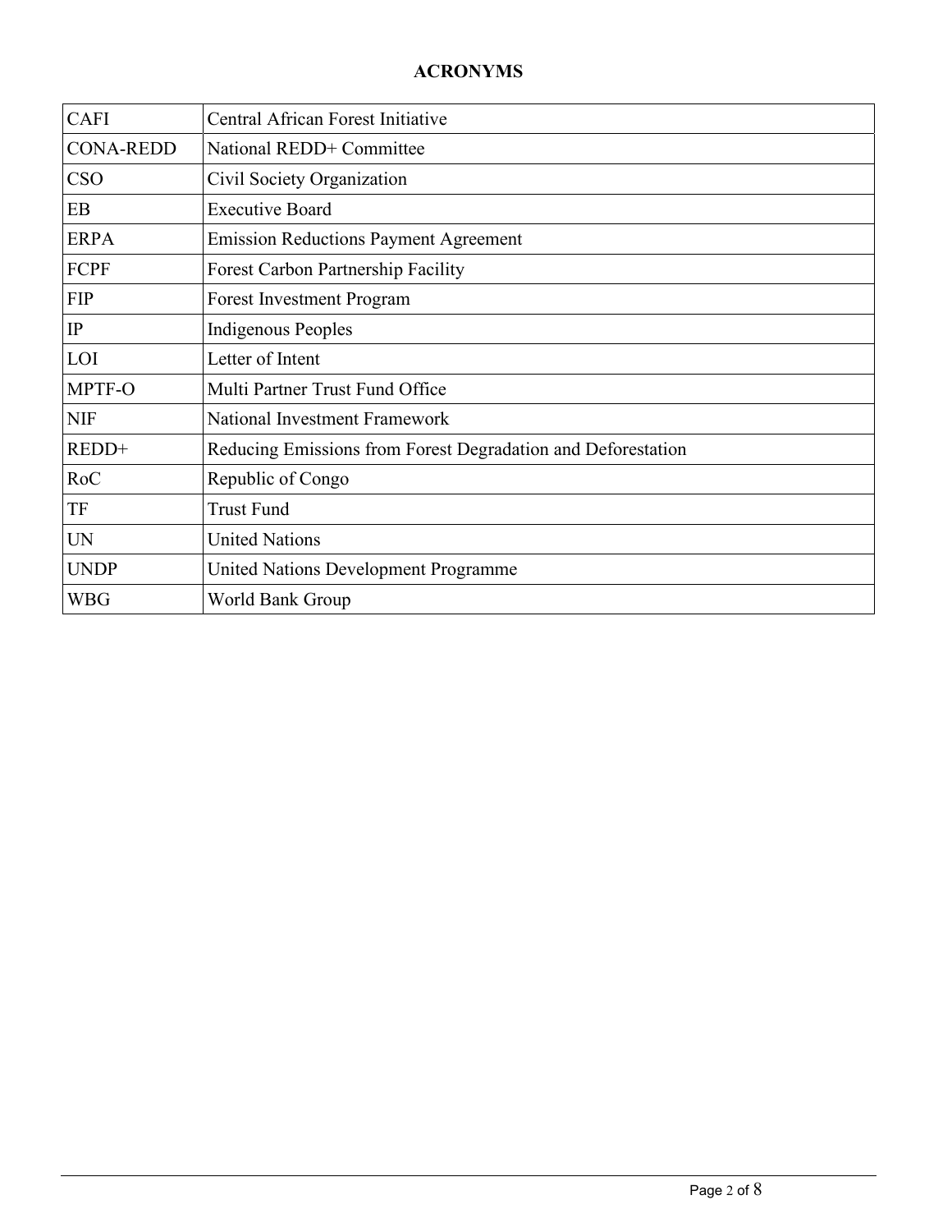## ACRONYMS

| | |
|---|---|
| CAFI | Central African Forest Initiative |
| CONA-REDD | National REDD+ Committee |
| CSO | Civil Society Organization |
| EB | Executive Board |
| ERPA | Emission Reductions Payment Agreement |
| FCPF | Forest Carbon Partnership Facility |
| FIP | Forest Investment Program |
| IP | Indigenous Peoples |
| LOI | Letter of Intent |
| MPTF-O | Multi Partner Trust Fund Office |
| NIF | National Investment Framework |
| REDD+ | Reducing Emissions from Forest Degradation and Deforestation |
| RoC | Republic of Congo |
| TF | Trust Fund |
| UN | United Nations |
| UNDP | United Nations Development Programme |
| WBG | World Bank Group |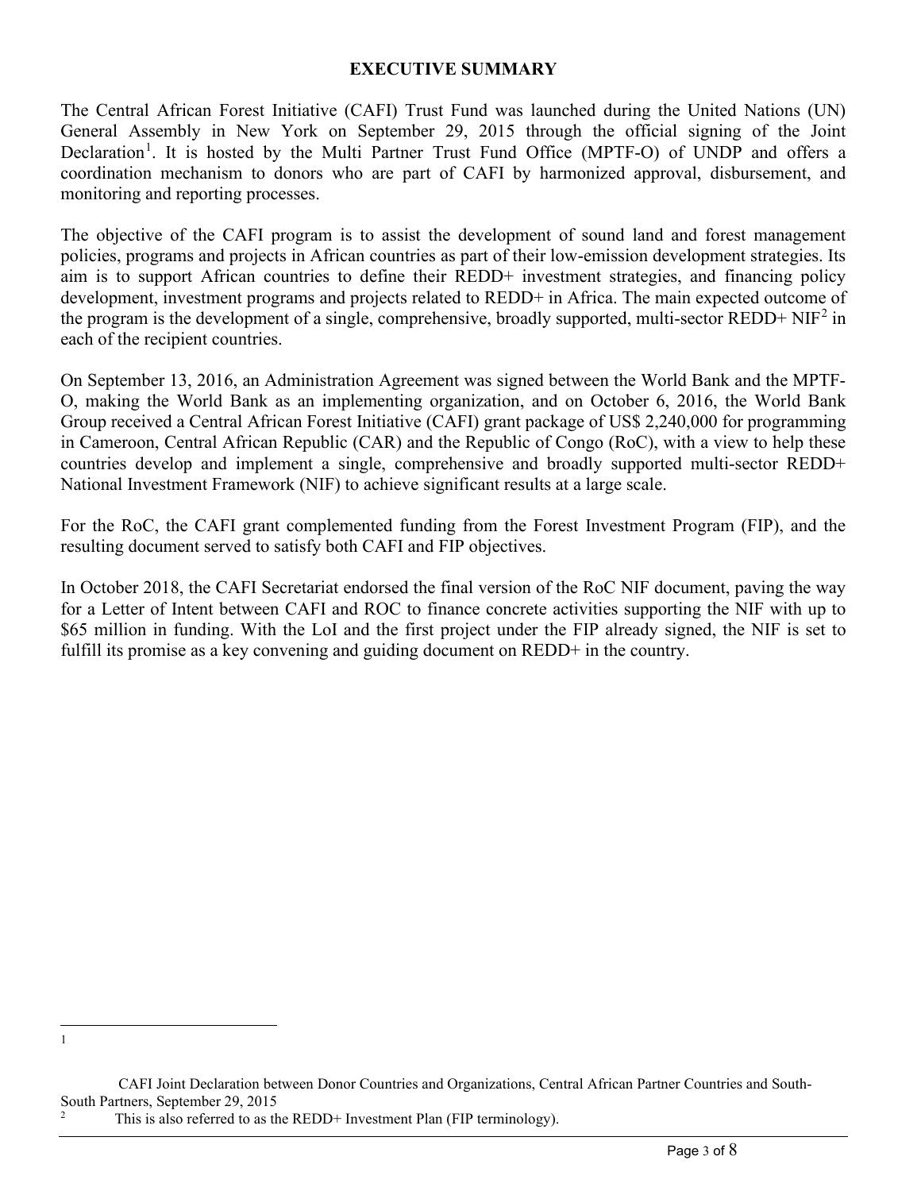## EXECUTIVE SUMMARY

The Central African Forest Initiative (CAFI) Trust Fund was launched during the United Nations (UN) General Assembly in New York on September 29, 2015 through the official signing of the Joint Declaration[1]. It is hosted by the Multi Partner Trust Fund Office (MPTF-O) of UNDP and offers a coordination mechanism to donors who are part of CAFI by harmonized approval, disbursement, and monitoring and reporting processes.

The objective of the CAFI program is to assist the development of sound land and forest management policies, programs and projects in African countries as part of their low-emission development strategies. Its aim is to support African countries to define their REDD+ investment strategies, and financing policy development, investment programs and projects related to REDD+ in Africa. The main expected outcome of the program is the development of a single, comprehensive, broadly supported, multi-sector REDD+ NIF[2] in each of the recipient countries.

On September 13, 2016, an Administration Agreement was signed between the World Bank and the MPTF-O, making the World Bank as an implementing organization, and on October 6, 2016, the World Bank Group received a Central African Forest Initiative (CAFI) grant package of US$ 2,240,000 for programming in Cameroon, Central African Republic (CAR) and the Republic of Congo (RoC), with a view to help these countries develop and implement a single, comprehensive and broadly supported multi-sector REDD+ National Investment Framework (NIF) to achieve significant results at a large scale.

For the RoC, the CAFI grant complemented funding from the Forest Investment Program (FIP), and the resulting document served to satisfy both CAFI and FIP objectives.

In October 2018, the CAFI Secretariat endorsed the final version of the RoC NIF document, paving the way for a Letter of Intent between CAFI and ROC to finance concrete activities supporting the NIF with up to $65 million in funding. With the LoI and the first project under the FIP already signed, the NIF is set to fulfill its promise as a key convening and guiding document on REDD+ in the country.

---

[1] CAFI Joint Declaration between Donor Countries and Organizations, Central African Partner Countries and South-South Partners, September 29, 2015

[2] This is also referred to as the REDD+ Investment Plan (FIP terminology).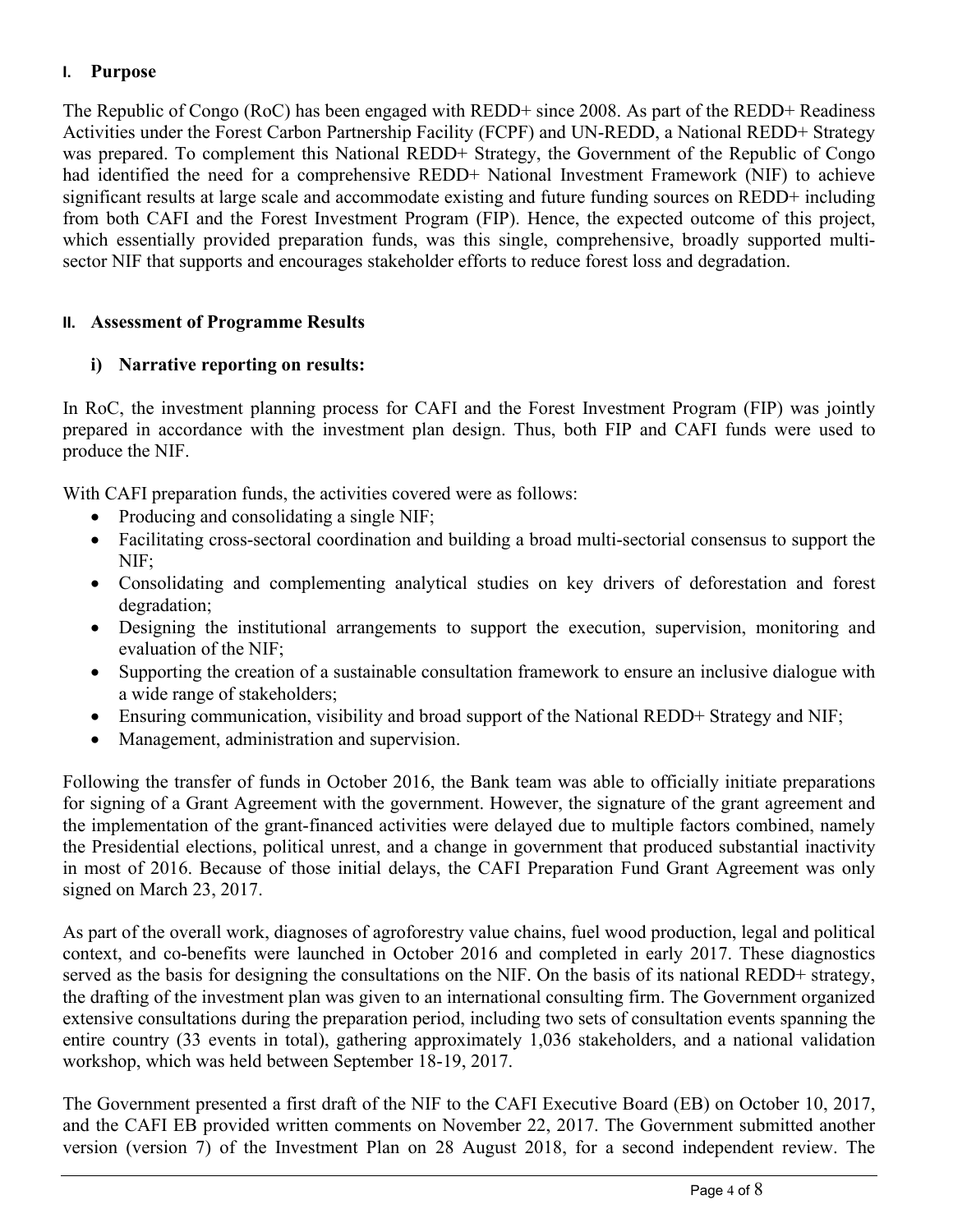## I. Purpose

The Republic of Congo (RoC) has been engaged with REDD+ since 2008. As part of the REDD+ Readiness Activities under the Forest Carbon Partnership Facility (FCPF) and UN-REDD, a National REDD+ Strategy was prepared. To complement this National REDD+ Strategy, the Government of the Republic of Congo had identified the need for a comprehensive REDD+ National Investment Framework (NIF) to achieve significant results at large scale and accommodate existing and future funding sources on REDD+ including from both CAFI and the Forest Investment Program (FIP). Hence, the expected outcome of this project, which essentially provided preparation funds, was this single, comprehensive, broadly supported multi-sector NIF that supports and encourages stakeholder efforts to reduce forest loss and degradation.

## II. Assessment of Programme Results

### i) Narrative reporting on results:

In RoC, the investment planning process for CAFI and the Forest Investment Program (FIP) was jointly prepared in accordance with the investment plan design. Thus, both FIP and CAFI funds were used to produce the NIF.

With CAFI preparation funds, the activities covered were as follows:

- Producing and consolidating a single NIF;
- Facilitating cross-sectoral coordination and building a broad multi-sectorial consensus to support the NIF;
- Consolidating and complementing analytical studies on key drivers of deforestation and forest degradation;
- Designing the institutional arrangements to support the execution, supervision, monitoring and evaluation of the NIF;
- Supporting the creation of a sustainable consultation framework to ensure an inclusive dialogue with a wide range of stakeholders;
- Ensuring communication, visibility and broad support of the National REDD+ Strategy and NIF;
- Management, administration and supervision.

Following the transfer of funds in October 2016, the Bank team was able to officially initiate preparations for signing of a Grant Agreement with the government. However, the signature of the grant agreement and the implementation of the grant-financed activities were delayed due to multiple factors combined, namely the Presidential elections, political unrest, and a change in government that produced substantial inactivity in most of 2016. Because of those initial delays, the CAFI Preparation Fund Grant Agreement was only signed on March 23, 2017.

As part of the overall work, diagnoses of agroforestry value chains, fuel wood production, legal and political context, and co-benefits were launched in October 2016 and completed in early 2017. These diagnostics served as the basis for designing the consultations on the NIF. On the basis of its national REDD+ strategy, the drafting of the investment plan was given to an international consulting firm. The Government organized extensive consultations during the preparation period, including two sets of consultation events spanning the entire country (33 events in total), gathering approximately 1,036 stakeholders, and a national validation workshop, which was held between September 18-19, 2017.

The Government presented a first draft of the NIF to the CAFI Executive Board (EB) on October 10, 2017, and the CAFI EB provided written comments on November 22, 2017. The Government submitted another version (version 7) of the Investment Plan on 28 August 2018, for a second independent review. The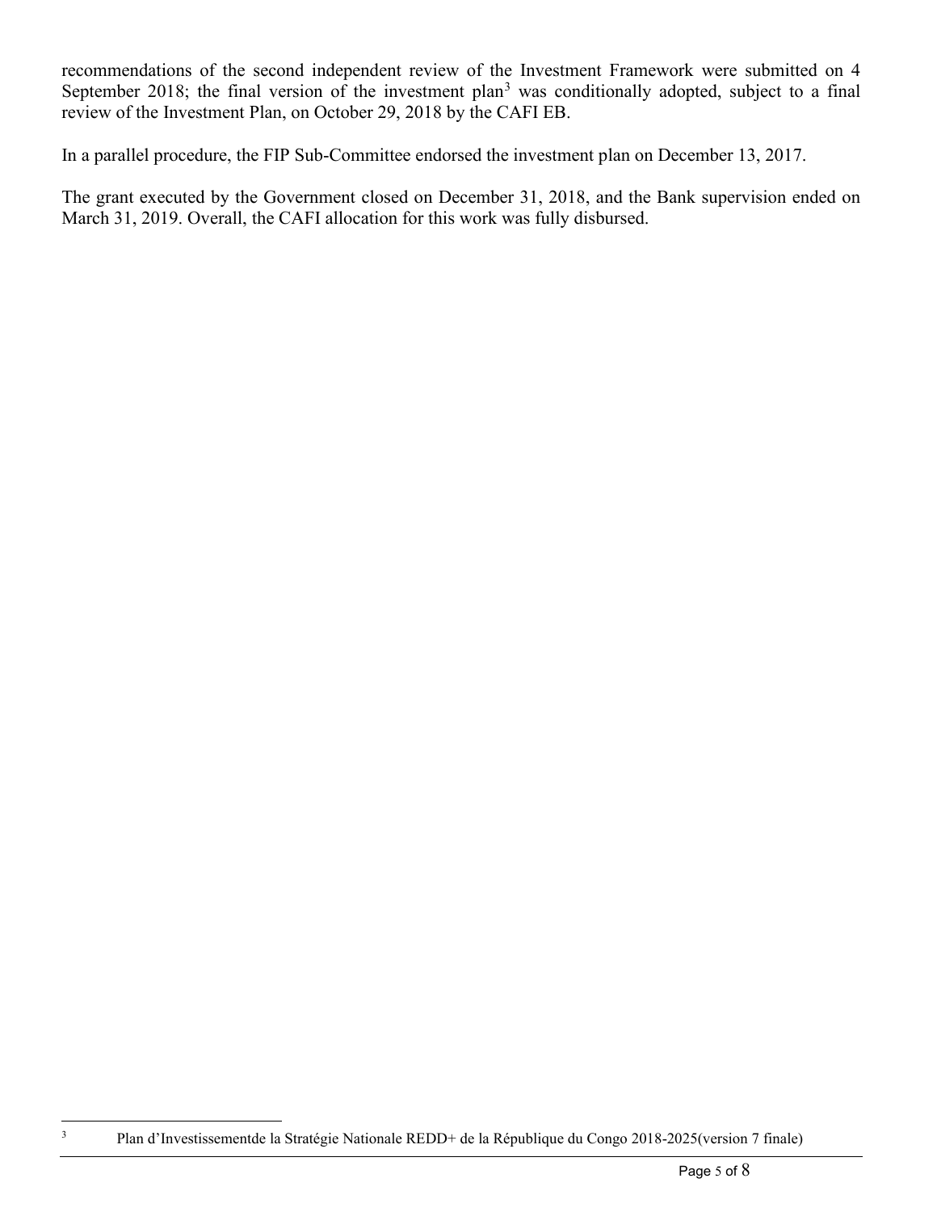recommendations of the second independent review of the Investment Framework were submitted on 4 September 2018; the final version of the investment plan[3] was conditionally adopted, subject to a final review of the Investment Plan, on October 29, 2018 by the CAFI EB.

In a parallel procedure, the FIP Sub-Committee endorsed the investment plan on December 13, 2017.

The grant executed by the Government closed on December 31, 2018, and the Bank supervision ended on March 31, 2019. Overall, the CAFI allocation for this work was fully disbursed.

[3] Plan d'Investissementde la Stratégie Nationale REDD+ de la République du Congo 2018-2025(version 7 finale)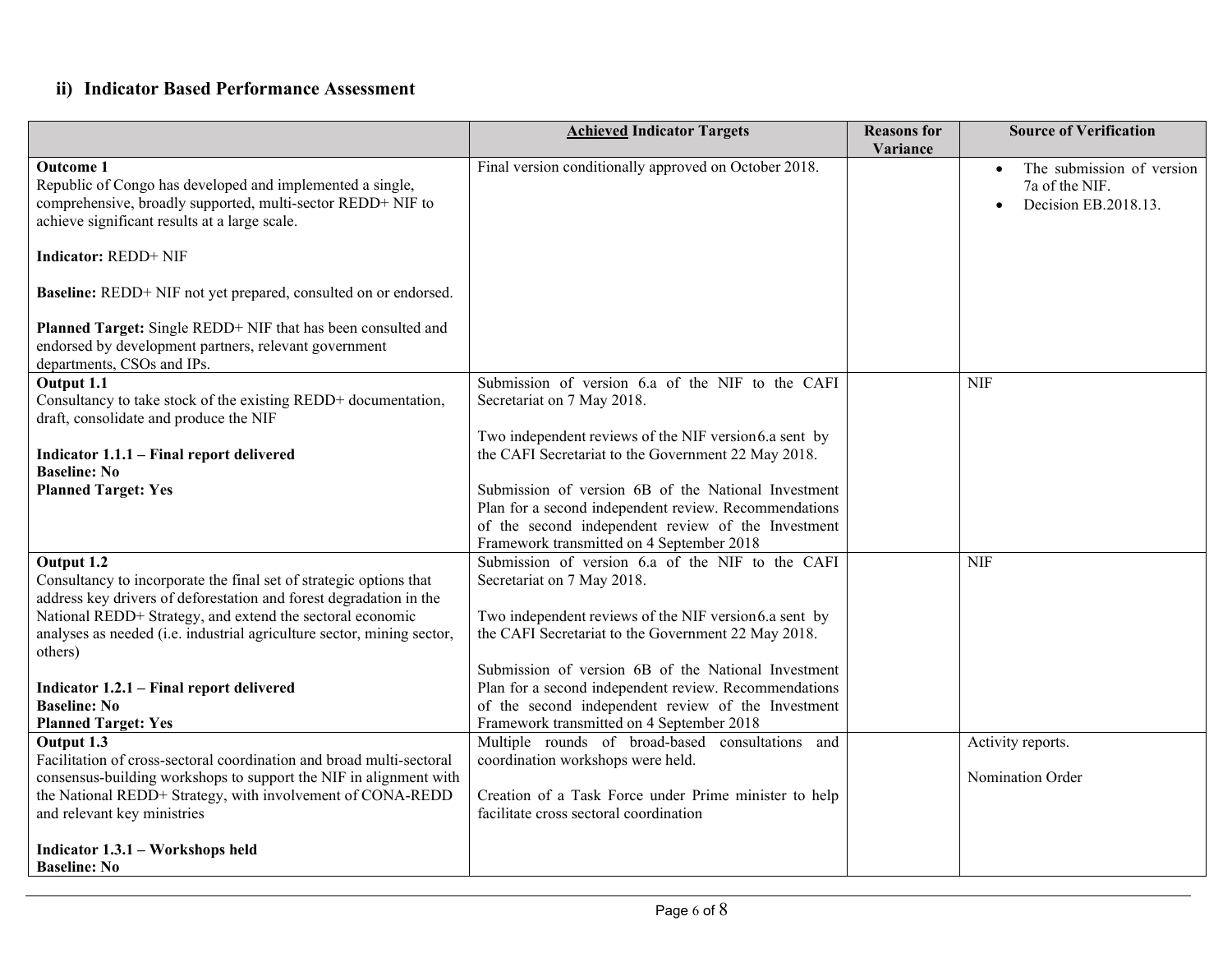## ii) Indicator Based Performance Assessment

| | **Achieved Indicator Targets** | **Reasons for Variance** | **Source of Verification** |
|---|---|---|---|
| **Outcome 1**<br>Republic of Congo has developed and implemented a single, comprehensive, broadly supported, multi-sector REDD+ NIF to achieve significant results at a large scale.<br><br>**Indicator:** REDD+ NIF<br><br>**Baseline:** REDD+ NIF not yet prepared, consulted on or endorsed.<br><br>**Planned Target:** Single REDD+ NIF that has been consulted and endorsed by development partners, relevant government departments, CSOs and IPs. | Final version conditionally approved on October 2018. | | • The submission of version 7a of the NIF.<br>• Decision EB.2018.13. |
| **Output 1.1**<br>Consultancy to take stock of the existing REDD+ documentation, draft, consolidate and produce the NIF<br><br>**Indicator 1.1.1 – Final report delivered**<br>**Baseline: No**<br>**Planned Target: Yes** | Submission of version 6.a of the NIF to the CAFI Secretariat on 7 May 2018.<br><br>Two independent reviews of the NIF version6.a sent by the CAFI Secretariat to the Government 22 May 2018.<br><br>Submission of version 6B of the National Investment Plan for a second independent review. Recommendations of the second independent review of the Investment Framework transmitted on 4 September 2018 | | NIF |
| **Output 1.2**<br>Consultancy to incorporate the final set of strategic options that address key drivers of deforestation and forest degradation in the National REDD+ Strategy, and extend the sectoral economic analyses as needed (i.e. industrial agriculture sector, mining sector, others)<br><br>**Indicator 1.2.1 – Final report delivered**<br>**Baseline: No**<br>**Planned Target: Yes** | Submission of version 6.a of the NIF to the CAFI Secretariat on 7 May 2018.<br><br>Two independent reviews of the NIF version6.a sent by the CAFI Secretariat to the Government 22 May 2018.<br><br>Submission of version 6B of the National Investment Plan for a second independent review. Recommendations of the second independent review of the Investment Framework transmitted on 4 September 2018 | | NIF |
| **Output 1.3**<br>Facilitation of cross-sectoral coordination and broad multi-sectoral consensus-building workshops to support the NIF in alignment with the National REDD+ Strategy, with involvement of CONA-REDD and relevant key ministries<br><br>**Indicator 1.3.1 – Workshops held**<br>**Baseline: No** | Multiple rounds of broad-based consultations and coordination workshops were held.<br><br>Creation of a Task Force under Prime minister to help facilitate cross sectoral coordination | | Activity reports.<br><br>Nomination Order |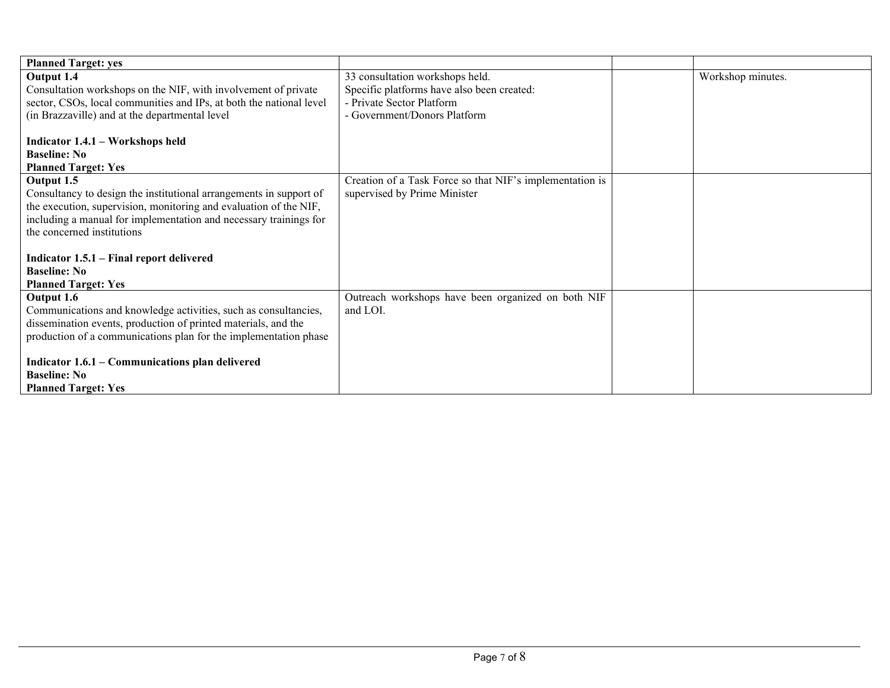| | | | |
|---|---|---|---|
| **Planned Target: yes** | | | |
| **Output 1.4**<br>Consultation workshops on the NIF, with involvement of private sector, CSOs, local communities and IPs, at both the national level (in Brazzaville) and at the departmental level<br><br>**Indicator 1.4.1 – Workshops held**<br>**Baseline: No**<br>**Planned Target: Yes** | 33 consultation workshops held.<br>Specific platforms have also been created:<br>- Private Sector Platform<br>- Government/Donors Platform | | Workshop minutes. |
| **Output 1.5**<br>Consultancy to design the institutional arrangements in support of the execution, supervision, monitoring and evaluation of the NIF, including a manual for implementation and necessary trainings for the concerned institutions<br><br>**Indicator 1.5.1 – Final report delivered**<br>**Baseline: No**<br>**Planned Target: Yes** | Creation of a Task Force so that NIF's implementation is supervised by Prime Minister | | |
| **Output 1.6**<br>Communications and knowledge activities, such as consultancies, dissemination events, production of printed materials, and the production of a communications plan for the implementation phase<br><br>**Indicator 1.6.1 – Communications plan delivered**<br>**Baseline: No**<br>**Planned Target: Yes** | Outreach workshops have been organized on both NIF and LOI. | | |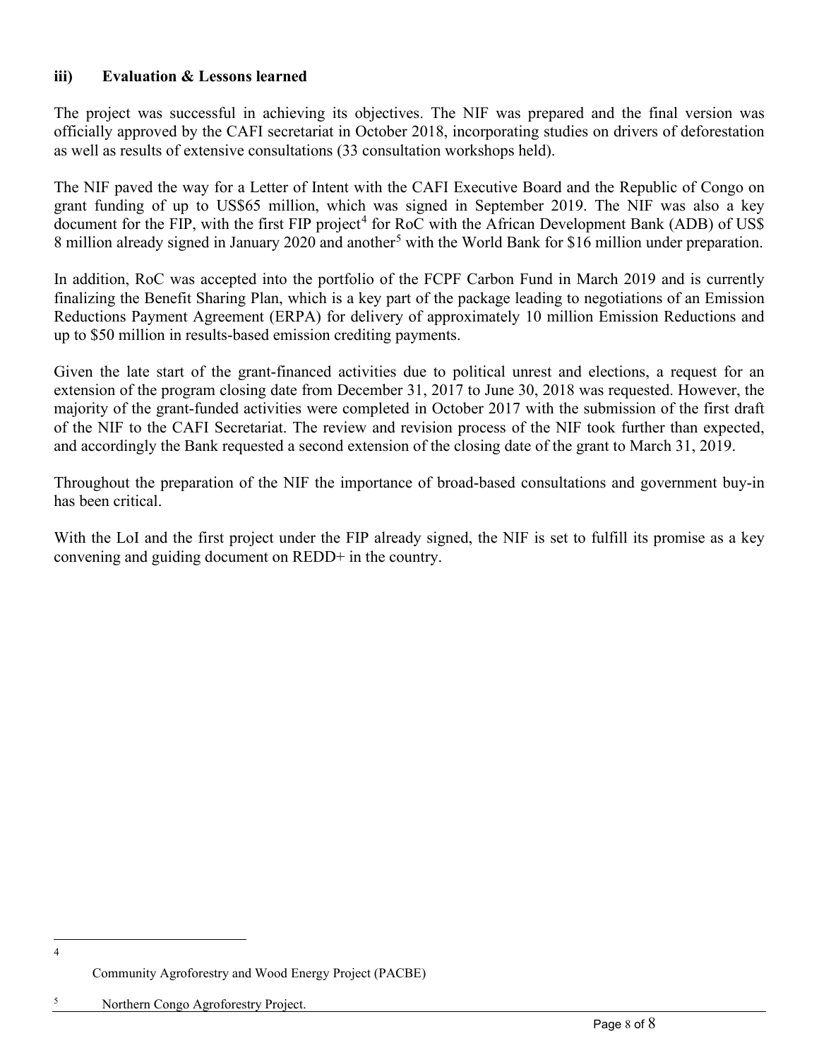### iii) Evaluation & Lessons learned

The project was successful in achieving its objectives. The NIF was prepared and the final version was officially approved by the CAFI secretariat in October 2018, incorporating studies on drivers of deforestation as well as results of extensive consultations (33 consultation workshops held).

The NIF paved the way for a Letter of Intent with the CAFI Executive Board and the Republic of Congo on grant funding of up to US$65 million, which was signed in September 2019. The NIF was also a key document for the FIP, with the first FIP project[4] for RoC with the African Development Bank (ADB) of US$ 8 million already signed in January 2020 and another[5] with the World Bank for $16 million under preparation.

In addition, RoC was accepted into the portfolio of the FCPF Carbon Fund in March 2019 and is currently finalizing the Benefit Sharing Plan, which is a key part of the package leading to negotiations of an Emission Reductions Payment Agreement (ERPA) for delivery of approximately 10 million Emission Reductions and up to $50 million in results-based emission crediting payments.

Given the late start of the grant-financed activities due to political unrest and elections, a request for an extension of the program closing date from December 31, 2017 to June 30, 2018 was requested. However, the majority of the grant-funded activities were completed in October 2017 with the submission of the first draft of the NIF to the CAFI Secretariat. The review and revision process of the NIF took further than expected, and accordingly the Bank requested a second extension of the closing date of the grant to March 31, 2019.

Throughout the preparation of the NIF the importance of broad-based consultations and government buy-in has been critical.

With the LoI and the first project under the FIP already signed, the NIF is set to fulfill its promise as a key convening and guiding document on REDD+ in the country.

---

[4] Community Agroforestry and Wood Energy Project (PACBE)

[5] Northern Congo Agroforestry Project.